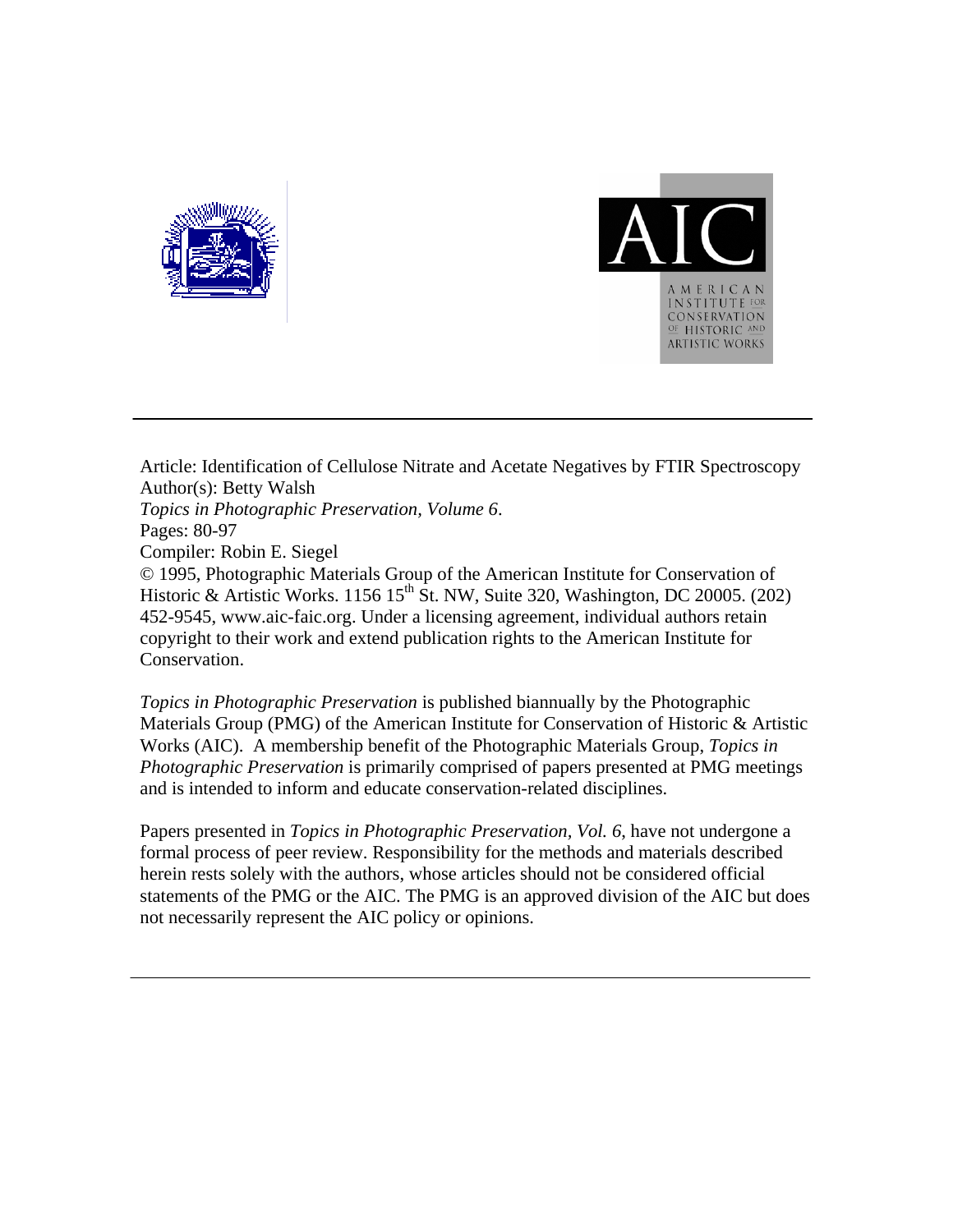Article: Identification of Cellulose Nitrate and Acetate Negatives by FTIR Spectroscopy
Author(s): Betty Walsh
*Topics in Photographic Preservation, Volume 6*.
Pages: 80-97
Compiler: Robin E. Siegel
© 1995, Photographic Materials Group of the American Institute for Conservation of Historic & Artistic Works. 1156 15th St. NW, Suite 320, Washington, DC 20005. (202) 452-9545, www.aic-faic.org. Under a licensing agreement, individual authors retain copyright to their work and extend publication rights to the American Institute for Conservation.

*Topics in Photographic Preservation* is published biannually by the Photographic Materials Group (PMG) of the American Institute for Conservation of Historic & Artistic Works (AIC). A membership benefit of the Photographic Materials Group, *Topics in Photographic Preservation* is primarily comprised of papers presented at PMG meetings and is intended to inform and educate conservation-related disciplines.

Papers presented in *Topics in Photographic Preservation, Vol. 6*, have not undergone a formal process of peer review. Responsibility for the methods and materials described herein rests solely with the authors, whose articles should not be considered official statements of the PMG or the AIC. The PMG is an approved division of the AIC but does not necessarily represent the AIC policy or opinions.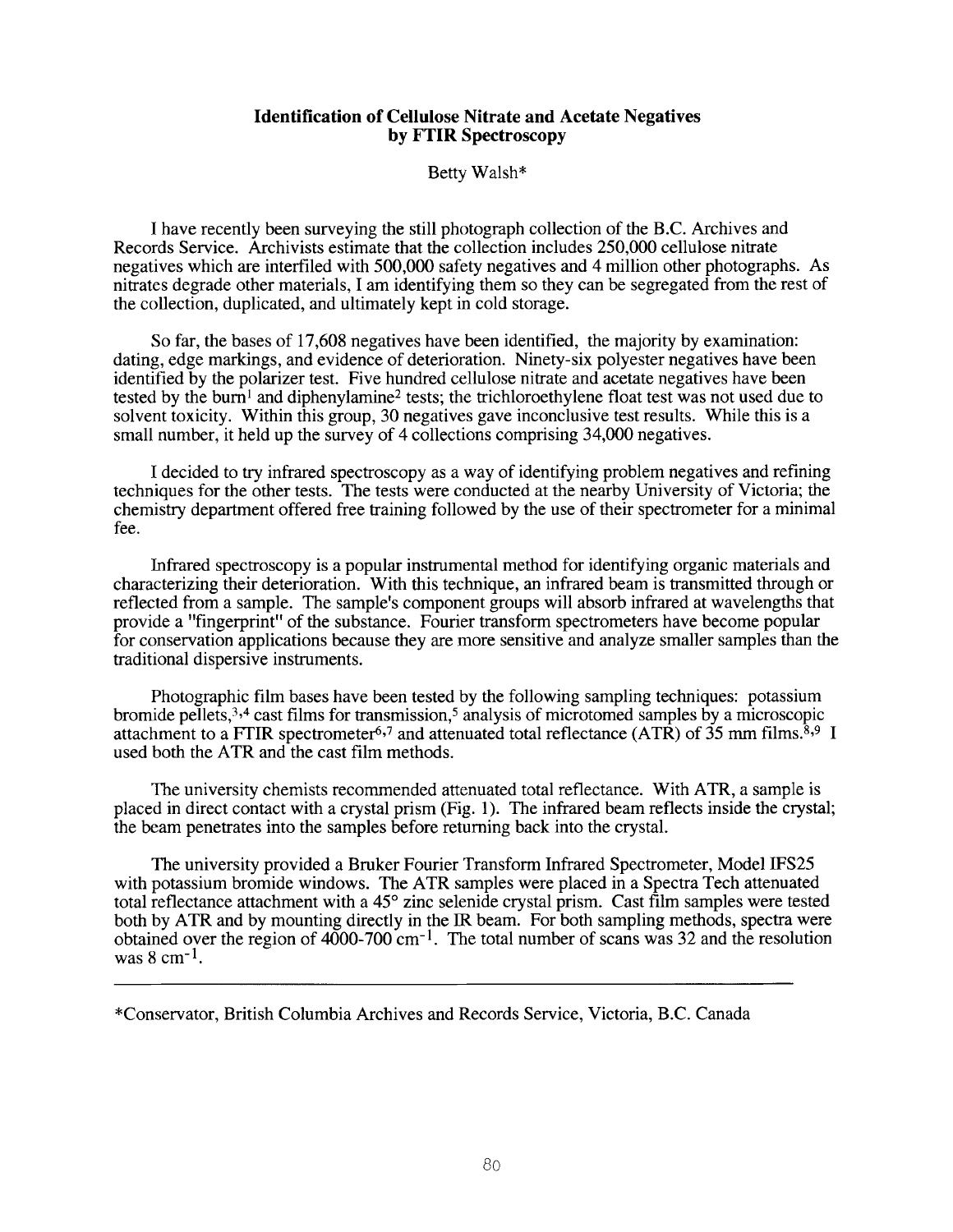## Identification of Cellulose Nitrate and Acetate Negatives by FTIR Spectroscopy

Betty Walsh*

I have recently been surveying the still photograph collection of the B.C. Archives and Records Service. Archivists estimate that the collection includes 250,000 cellulose nitrate negatives which are interfiled with 500,000 safety negatives and 4 million other photographs. As nitrates degrade other materials, I am identifying them so they can be segregated from the rest of the collection, duplicated, and ultimately kept in cold storage.

So far, the bases of 17,608 negatives have been identified, the majority by examination: dating, edge markings, and evidence of deterioration. Ninety-six polyester negatives have been identified by the polarizer test. Five hundred cellulose nitrate and acetate negatives have been tested by the burn[1] and diphenylamine[2] tests; the trichloroethylene float test was not used due to solvent toxicity. Within this group, 30 negatives gave inconclusive test results. While this is a small number, it held up the survey of 4 collections comprising 34,000 negatives.

I decided to try infrared spectroscopy as a way of identifying problem negatives and refining techniques for the other tests. The tests were conducted at the nearby University of Victoria; the chemistry department offered free training followed by the use of their spectrometer for a minimal fee.

Infrared spectroscopy is a popular instrumental method for identifying organic materials and characterizing their deterioration. With this technique, an infrared beam is transmitted through or reflected from a sample. The sample's component groups will absorb infrared at wavelengths that provide a "fingerprint" of the substance. Fourier transform spectrometers have become popular for conservation applications because they are more sensitive and analyze smaller samples than the traditional dispersive instruments.

Photographic film bases have been tested by the following sampling techniques: potassium bromide pellets,[3,4] cast films for transmission,[5] analysis of microtomed samples by a microscopic attachment to a FTIR spectrometer[6,7] and attenuated total reflectance (ATR) of 35 mm films.[8,9] I used both the ATR and the cast film methods.

The university chemists recommended attenuated total reflectance. With ATR, a sample is placed in direct contact with a crystal prism (Fig. 1). The infrared beam reflects inside the crystal; the beam penetrates into the samples before returning back into the crystal.

The university provided a Bruker Fourier Transform Infrared Spectrometer, Model IFS25 with potassium bromide windows. The ATR samples were placed in a Spectra Tech attenuated total reflectance attachment with a 45° zinc selenide crystal prism. Cast film samples were tested both by ATR and by mounting directly in the IR beam. For both sampling methods, spectra were obtained over the region of 4000-700 $cm^{-1}$. The total number of scans was 32 and the resolution was 8 $cm^{-1}$.

---

*Conservator, British Columbia Archives and Records Service, Victoria, B.C. Canada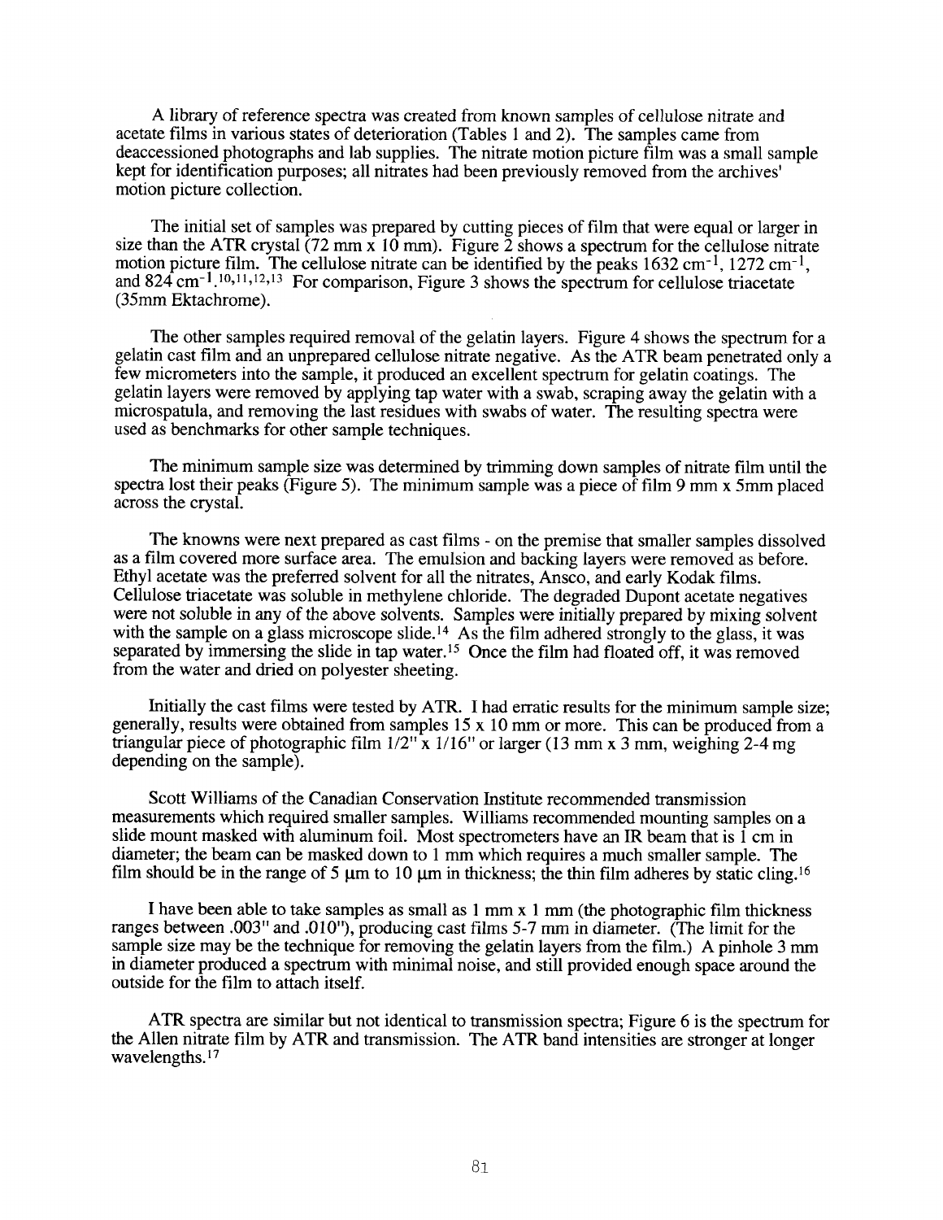A library of reference spectra was created from known samples of cellulose nitrate and acetate films in various states of deterioration (Tables 1 and 2). The samples came from deaccessioned photographs and lab supplies. The nitrate motion picture film was a small sample kept for identification purposes; all nitrates had been previously removed from the archives' motion picture collection.

The initial set of samples was prepared by cutting pieces of film that were equal or larger in size than the ATR crystal (72 mm x 10 mm). Figure 2 shows a spectrum for the cellulose nitrate motion picture film. The cellulose nitrate can be identified by the peaks 1632 $cm^{-1}$, 1272 $cm^{-1}$, and 824 $cm^{-1}$.[10,11,12,13] For comparison, Figure 3 shows the spectrum for cellulose triacetate (35mm Ektachrome).

The other samples required removal of the gelatin layers. Figure 4 shows the spectrum for a gelatin cast film and an unprepared cellulose nitrate negative. As the ATR beam penetrated only a few micrometers into the sample, it produced an excellent spectrum for gelatin coatings. The gelatin layers were removed by applying tap water with a swab, scraping away the gelatin with a microspatula, and removing the last residues with swabs of water. The resulting spectra were used as benchmarks for other sample techniques.

The minimum sample size was determined by trimming down samples of nitrate film until the spectra lost their peaks (Figure 5). The minimum sample was a piece of film 9 mm x 5mm placed across the crystal.

The knowns were next prepared as cast films - on the premise that smaller samples dissolved as a film covered more surface area. The emulsion and backing layers were removed as before. Ethyl acetate was the preferred solvent for all the nitrates, Ansco, and early Kodak films. Cellulose triacetate was soluble in methylene chloride. The degraded Dupont acetate negatives were not soluble in any of the above solvents. Samples were initially prepared by mixing solvent with the sample on a glass microscope slide.[14] As the film adhered strongly to the glass, it was separated by immersing the slide in tap water.[15] Once the film had floated off, it was removed from the water and dried on polyester sheeting.

Initially the cast films were tested by ATR. I had erratic results for the minimum sample size; generally, results were obtained from samples 15 x 10 mm or more. This can be produced from a triangular piece of photographic film 1/2" x 1/16" or larger (13 mm x 3 mm, weighing 2-4 mg depending on the sample).

Scott Williams of the Canadian Conservation Institute recommended transmission measurements which required smaller samples. Williams recommended mounting samples on a slide mount masked with aluminum foil. Most spectrometers have an IR beam that is 1 cm in diameter; the beam can be masked down to 1 mm which requires a much smaller sample. The film should be in the range of 5 μm to 10 μm in thickness; the thin film adheres by static cling.[16]

I have been able to take samples as small as 1 mm x 1 mm (the photographic film thickness ranges between .003" and .010"), producing cast films 5-7 mm in diameter. (The limit for the sample size may be the technique for removing the gelatin layers from the film.) A pinhole 3 mm in diameter produced a spectrum with minimal noise, and still provided enough space around the outside for the film to attach itself.

ATR spectra are similar but not identical to transmission spectra; Figure 6 is the spectrum for the Allen nitrate film by ATR and transmission. The ATR band intensities are stronger at longer wavelengths.[17]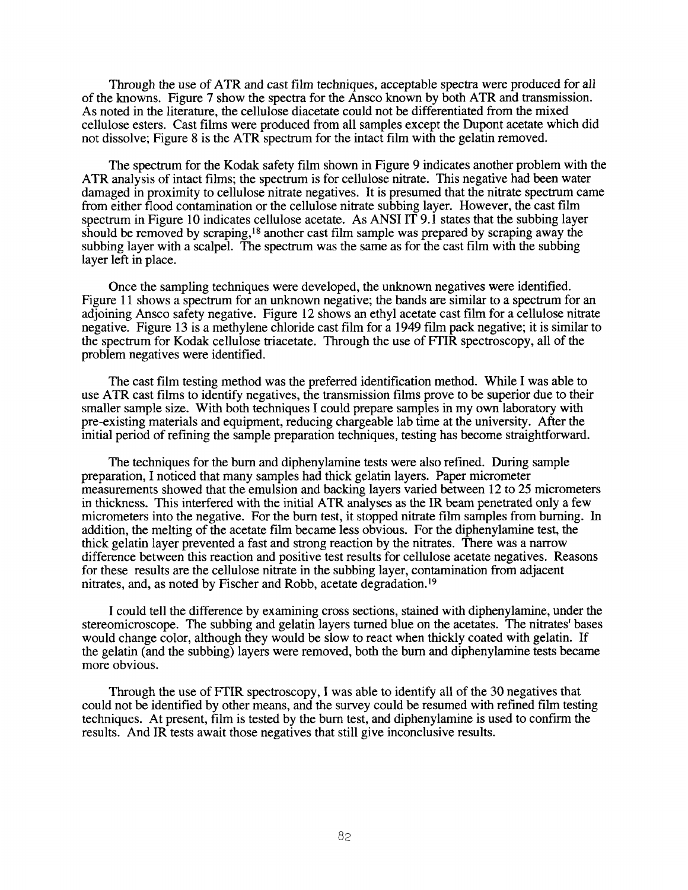Through the use of ATR and cast film techniques, acceptable spectra were produced for all of the knowns. Figure 7 show the spectra for the Ansco known by both ATR and transmission. As noted in the literature, the cellulose diacetate could not be differentiated from the mixed cellulose esters. Cast films were produced from all samples except the Dupont acetate which did not dissolve; Figure 8 is the ATR spectrum for the intact film with the gelatin removed.

The spectrum for the Kodak safety film shown in Figure 9 indicates another problem with the ATR analysis of intact films; the spectrum is for cellulose nitrate. This negative had been water damaged in proximity to cellulose nitrate negatives. It is presumed that the nitrate spectrum came from either flood contamination or the cellulose nitrate subbing layer. However, the cast film spectrum in Figure 10 indicates cellulose acetate. As ANSI IT 9.1 states that the subbing layer should be removed by scraping,[18] another cast film sample was prepared by scraping away the subbing layer with a scalpel. The spectrum was the same as for the cast film with the subbing layer left in place.

Once the sampling techniques were developed, the unknown negatives were identified. Figure 11 shows a spectrum for an unknown negative; the bands are similar to a spectrum for an adjoining Ansco safety negative. Figure 12 shows an ethyl acetate cast film for a cellulose nitrate negative. Figure 13 is a methylene chloride cast film for a 1949 film pack negative; it is similar to the spectrum for Kodak cellulose triacetate. Through the use of FTIR spectroscopy, all of the problem negatives were identified.

The cast film testing method was the preferred identification method. While I was able to use ATR cast films to identify negatives, the transmission films prove to be superior due to their smaller sample size. With both techniques I could prepare samples in my own laboratory with pre-existing materials and equipment, reducing chargeable lab time at the university. After the initial period of refining the sample preparation techniques, testing has become straightforward.

The techniques for the burn and diphenylamine tests were also refined. During sample preparation, I noticed that many samples had thick gelatin layers. Paper micrometer measurements showed that the emulsion and backing layers varied between 12 to 25 micrometers in thickness. This interfered with the initial ATR analyses as the IR beam penetrated only a few micrometers into the negative. For the burn test, it stopped nitrate film samples from burning. In addition, the melting of the acetate film became less obvious. For the diphenylamine test, the thick gelatin layer prevented a fast and strong reaction by the nitrates. There was a narrow difference between this reaction and positive test results for cellulose acetate negatives. Reasons for these results are the cellulose nitrate in the subbing layer, contamination from adjacent nitrates, and, as noted by Fischer and Robb, acetate degradation.[19]

I could tell the difference by examining cross sections, stained with diphenylamine, under the stereomicroscope. The subbing and gelatin layers turned blue on the acetates. The nitrates' bases would change color, although they would be slow to react when thickly coated with gelatin. If the gelatin (and the subbing) layers were removed, both the burn and diphenylamine tests became more obvious.

Through the use of FTIR spectroscopy, I was able to identify all of the 30 negatives that could not be identified by other means, and the survey could be resumed with refined film testing techniques. At present, film is tested by the burn test, and diphenylamine is used to confirm the results. And IR tests await those negatives that still give inconclusive results.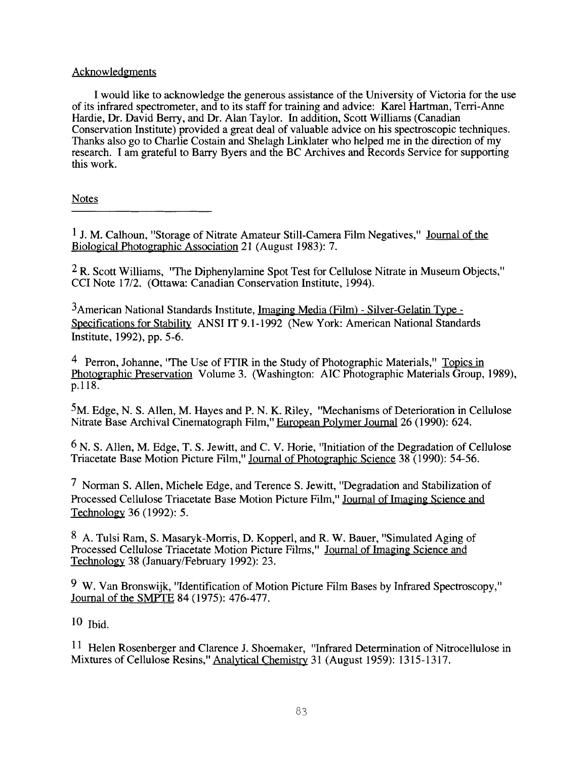## Acknowledgments

I would like to acknowledge the generous assistance of the University of Victoria for the use of its infrared spectrometer, and to its staff for training and advice: Karel Hartman, Terri-Anne Hardie, Dr. David Berry, and Dr. Alan Taylor. In addition, Scott Williams (Canadian Conservation Institute) provided a great deal of valuable advice on his spectroscopic techniques. Thanks also go to Charlie Costain and Shelagh Linklater who helped me in the direction of my research. I am grateful to Barry Byers and the BC Archives and Records Service for supporting this work.

## Notes

[1] J. M. Calhoun, "Storage of Nitrate Amateur Still-Camera Film Negatives," Journal of the Biological Photographic Association 21 (August 1983): 7.

[2] R. Scott Williams, "The Diphenylamine Spot Test for Cellulose Nitrate in Museum Objects," CCI Note 17/2. (Ottawa: Canadian Conservation Institute, 1994).

[3] American National Standards Institute, Imaging Media (Film) - Silver-Gelatin Type - Specifications for Stability ANSI IT 9.1-1992 (New York: American National Standards Institute, 1992), pp. 5-6.

[4] Perron, Johanne, "The Use of FTIR in the Study of Photographic Materials," Topics in Photographic Preservation Volume 3. (Washington: AIC Photographic Materials Group, 1989), p.118.

[5] M. Edge, N. S. Allen, M. Hayes and P. N. K. Riley, "Mechanisms of Deterioration in Cellulose Nitrate Base Archival Cinematograph Film," European Polymer Journal 26 (1990): 624.

[6] N. S. Allen, M. Edge, T. S. Jewitt, and C. V. Horie, "Initiation of the Degradation of Cellulose Triacetate Base Motion Picture Film," Journal of Photographic Science 38 (1990): 54-56.

[7] Norman S. Allen, Michele Edge, and Terence S. Jewitt, "Degradation and Stabilization of Processed Cellulose Triacetate Base Motion Picture Film," Journal of Imaging Science and Technology 36 (1992): 5.

[8] A. Tulsi Ram, S. Masaryk-Morris, D. Kopperl, and R. W. Bauer, "Simulated Aging of Processed Cellulose Triacetate Motion Picture Films," Journal of Imaging Science and Technology 38 (January/February 1992): 23.

[9] W. Van Bronswijk, "Identification of Motion Picture Film Bases by Infrared Spectroscopy," Journal of the SMPTE 84 (1975): 476-477.

[10] Ibid.

[11] Helen Rosenberger and Clarence J. Shoemaker, "Infrared Determination of Nitrocellulose in Mixtures of Cellulose Resins," Analytical Chemistry 31 (August 1959): 1315-1317.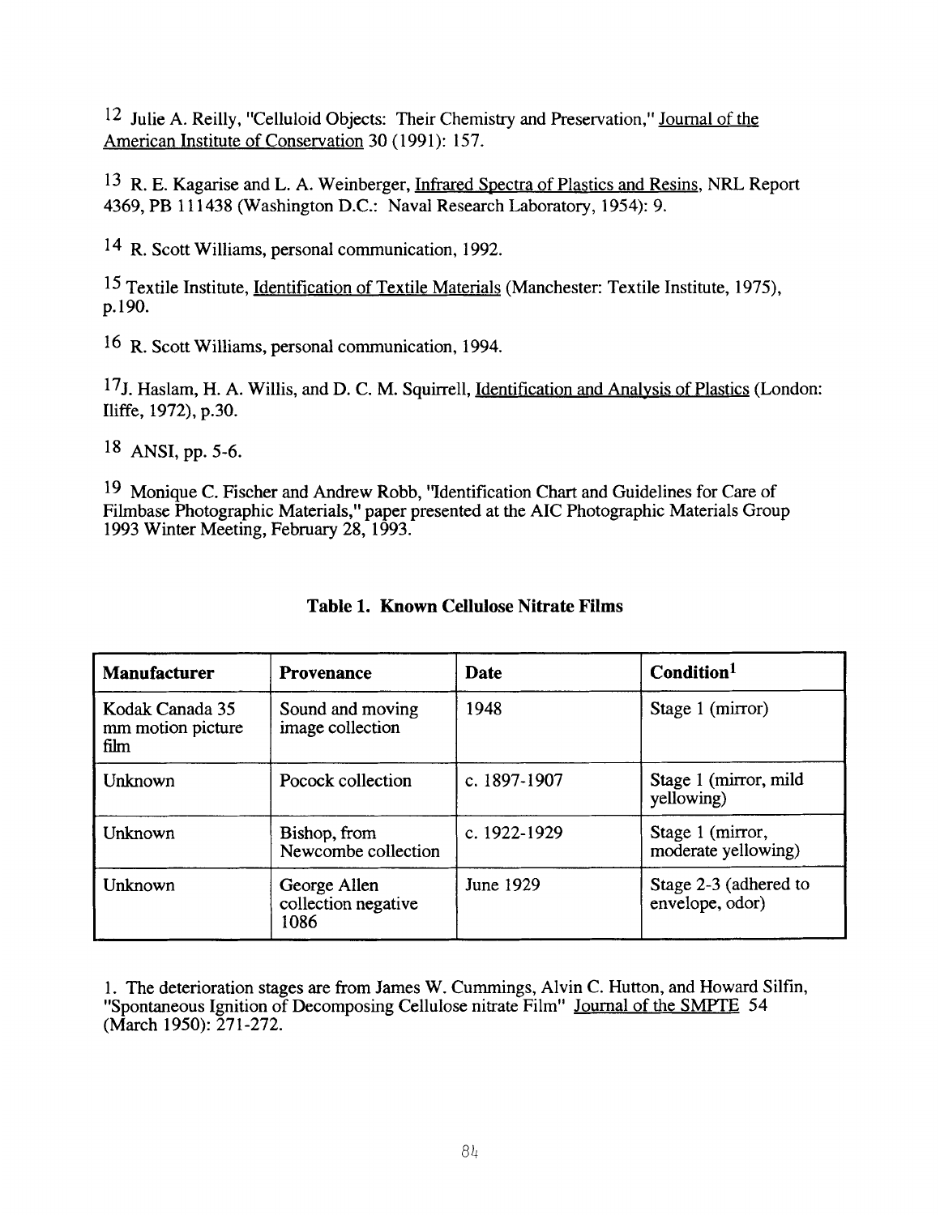[12] Julie A. Reilly, "Celluloid Objects: Their Chemistry and Preservation," Journal of the American Institute of Conservation 30 (1991): 157.

[13] R. E. Kagarise and L. A. Weinberger, Infrared Spectra of Plastics and Resins, NRL Report 4369, PB 111438 (Washington D.C.: Naval Research Laboratory, 1954): 9.

[14] R. Scott Williams, personal communication, 1992.

[15] Textile Institute, Identification of Textile Materials (Manchester: Textile Institute, 1975), p.190.

[16] R. Scott Williams, personal communication, 1994.

[17] J. Haslam, H. A. Willis, and D. C. M. Squirrell, Identification and Analysis of Plastics (London: Iliffe, 1972), p.30.

[18] ANSI, pp. 5-6.

[19] Monique C. Fischer and Andrew Robb, "Identification Chart and Guidelines for Care of Filmbase Photographic Materials," paper presented at the AIC Photographic Materials Group 1993 Winter Meeting, February 28, 1993.

**Table 1. Known Cellulose Nitrate Films**

| Manufacturer | Provenance | Date | Condition[1] |
|---|---|---|---|
| Kodak Canada 35 mm motion picture film | Sound and moving image collection | 1948 | Stage 1 (mirror) |
| Unknown | Pocock collection | c. 1897-1907 | Stage 1 (mirror, mild yellowing) |
| Unknown | Bishop, from Newcombe collection | c. 1922-1929 | Stage 1 (mirror, moderate yellowing) |
| Unknown | George Allen collection negative 1086 | June 1929 | Stage 2-3 (adhered to envelope, odor) |

1. The deterioration stages are from James W. Cummings, Alvin C. Hutton, and Howard Silfin, "Spontaneous Ignition of Decomposing Cellulose nitrate Film" Journal of the SMPTE 54 (March 1950): 271-272.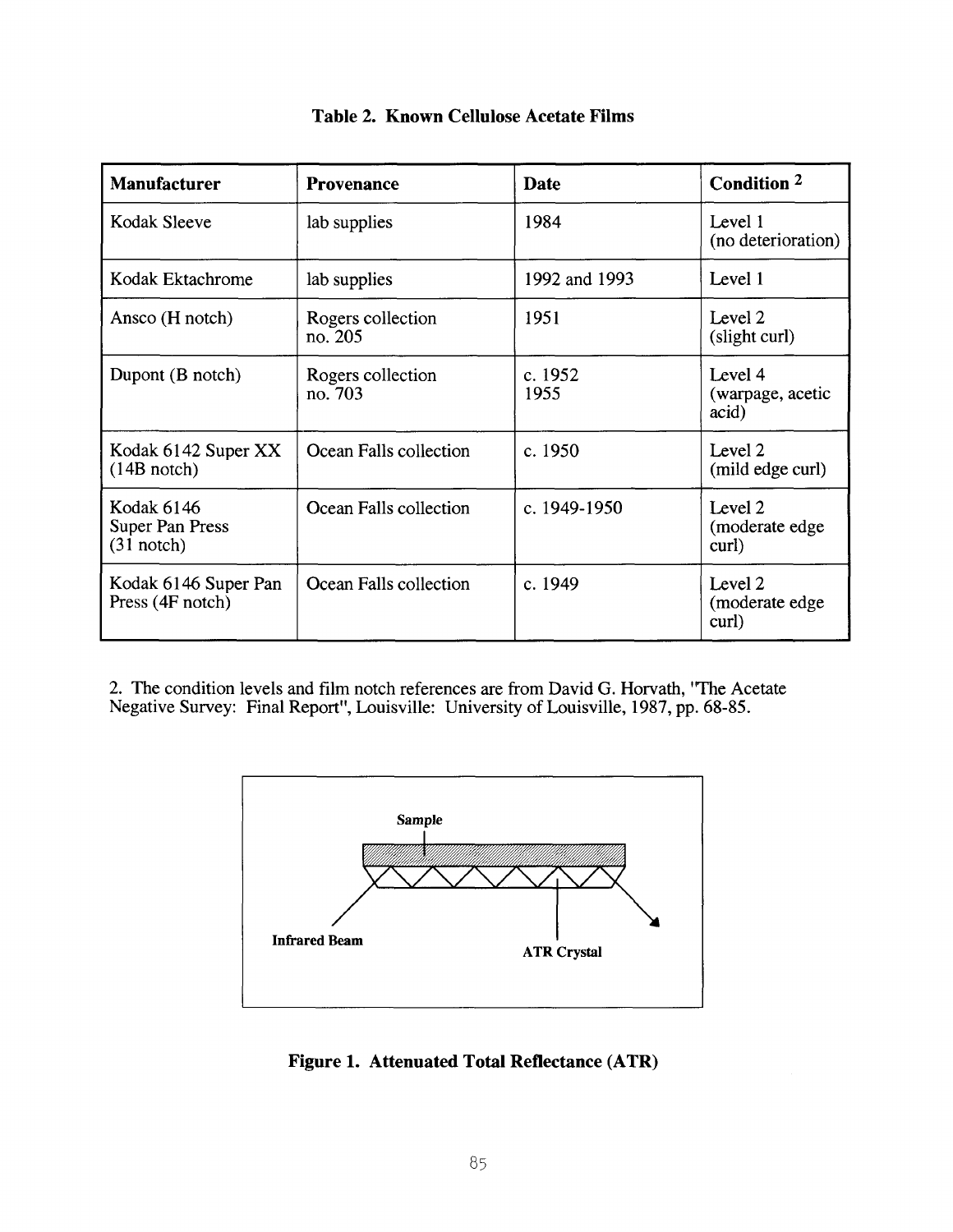**Table 2. Known Cellulose Acetate Films**

| Manufacturer | Provenance | Date | Condition [2] |
|---|---|---|---|
| Kodak Sleeve | lab supplies | 1984 | Level 1 (no deterioration) |
| Kodak Ektachrome | lab supplies | 1992 and 1993 | Level 1 |
| Ansco (H notch) | Rogers collection no. 205 | 1951 | Level 2 (slight curl) |
| Dupont (B notch) | Rogers collection no. 703 | c. 1952 1955 | Level 4 (warpage, acetic acid) |
| Kodak 6142 Super XX (14B notch) | Ocean Falls collection | c. 1950 | Level 2 (mild edge curl) |
| Kodak 6146 Super Pan Press (31 notch) | Ocean Falls collection | c. 1949-1950 | Level 2 (moderate edge curl) |
| Kodak 6146 Super Pan Press (4F notch) | Ocean Falls collection | c. 1949 | Level 2 (moderate edge curl) |

2. The condition levels and film notch references are from David G. Horvath, "The Acetate Negative Survey: Final Report", Louisville: University of Louisville, 1987, pp. 68-85.

Sample

Infrared Beam

ATR Crystal

**Figure 1. Attenuated Total Reflectance (ATR)**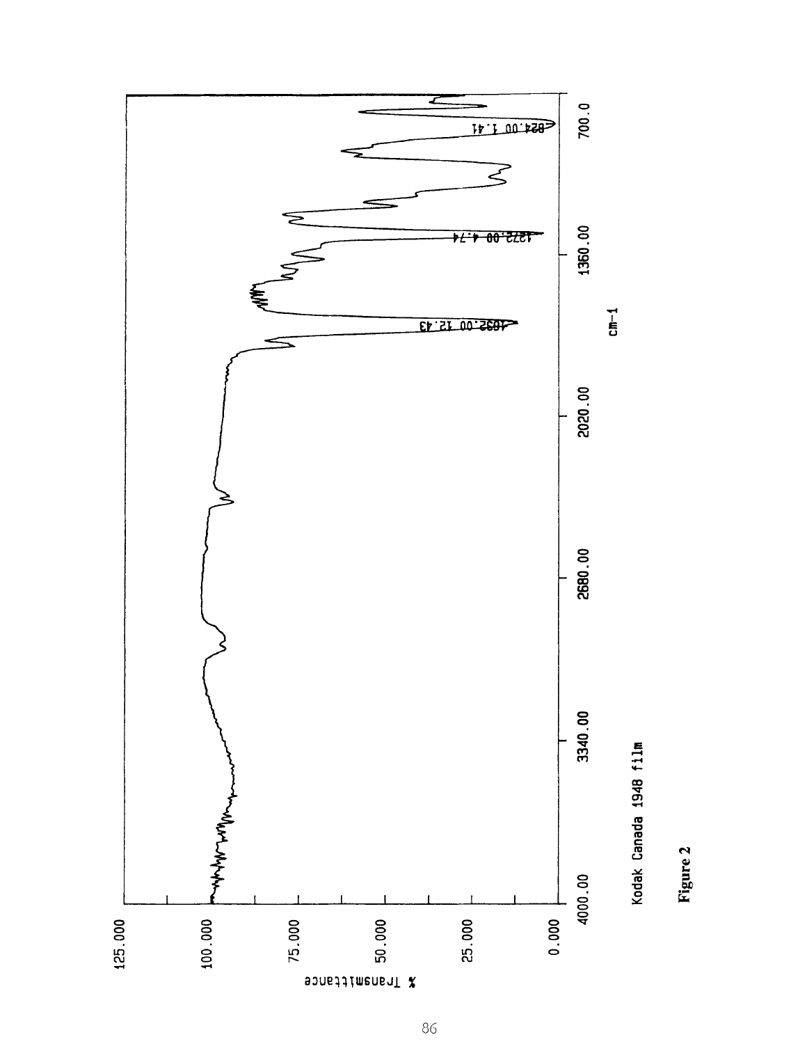% Transmittance

125.000
100.000
75.000
50.000
25.000
0.000

4000.00 3340.00 2680.00 2020.00 1360.00 700.0

cm-1

1032.00 12.43
1272.00 4.74
824.00 1.41

Kodak Canada 1948 film

**Figure 2**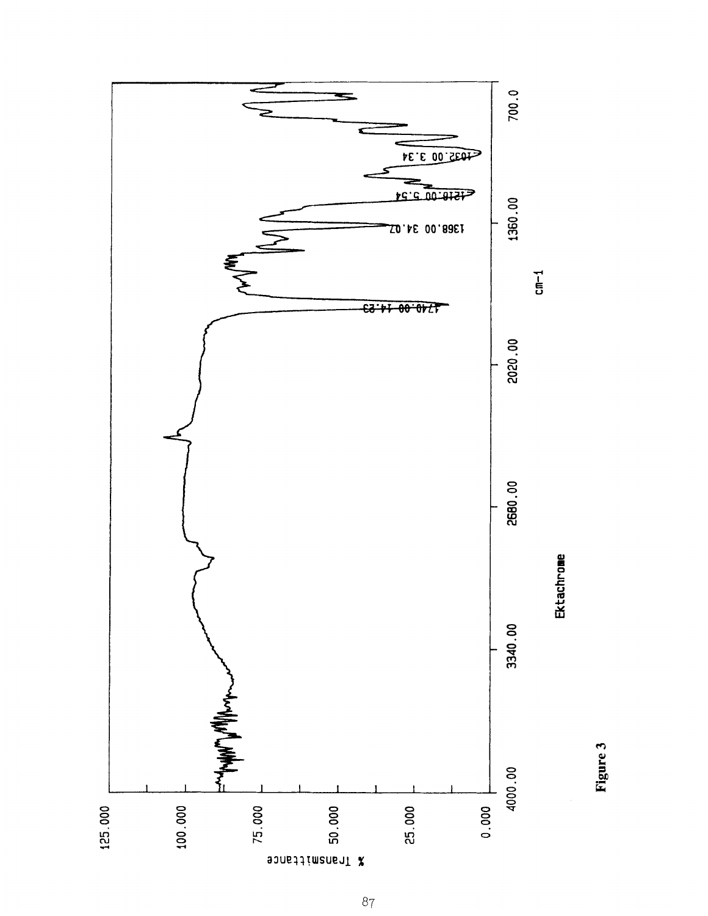% Transmittance

125.000
100.000
75.000
50.000
25.000
0.000

4000.00 3340.00 2680.00 2020.00 1360.00 700.0

cm-1

1740.00 14.23

1368.00 34.07

1218.00 5.54

1032.00 3.34

Ektachrome

Figure 3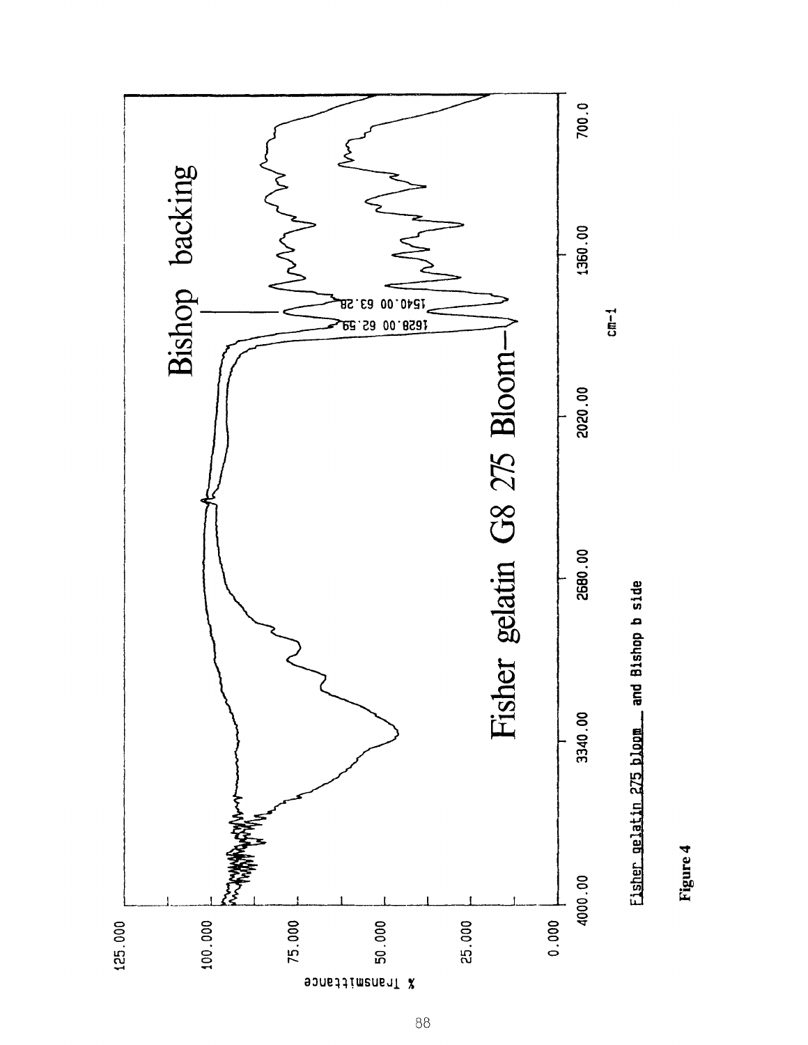125.000

100.000

75.000

50.000

25.000

0.000

% Transmittance

4000.00 3340.00 2680.00 2020.00 1360.00 700.0

cm-1

Bishop backing

Fisher gelatin G8 275 Bloom

1540.00 63.28

1628.00 62.59

Fisher gelatin 275 bloom and Bishop b side

**Figure 4**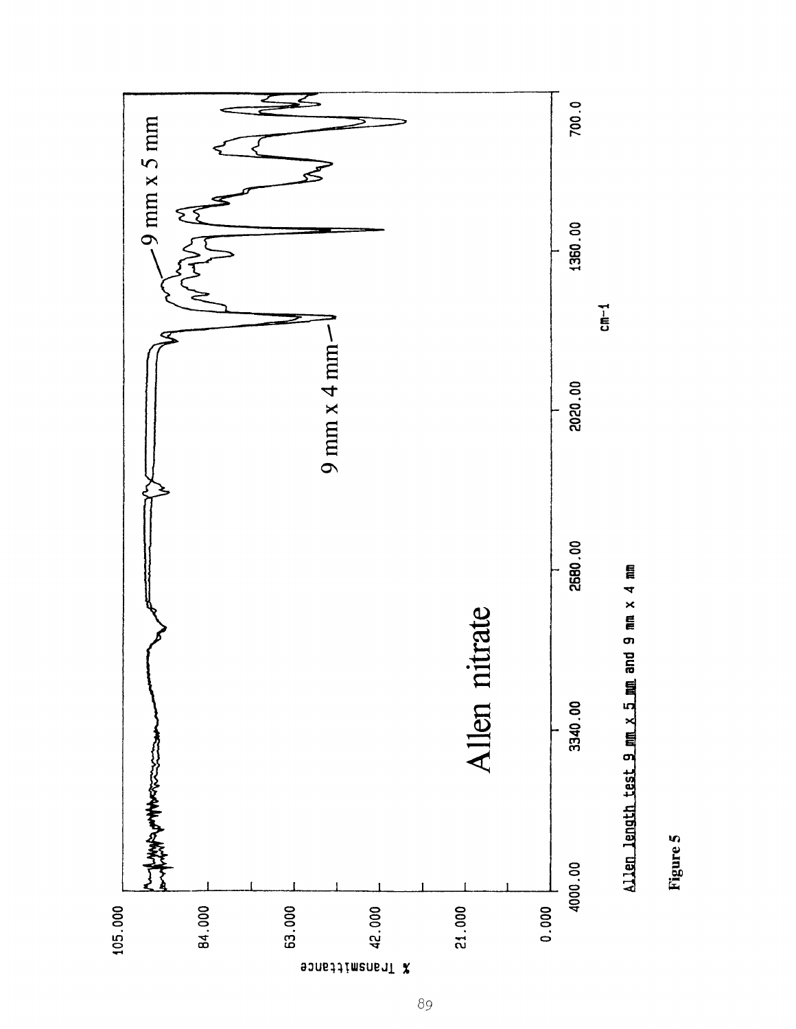Allen length test 9 mm x 5 mm and 9 mm x 4 mm

**Figure 5**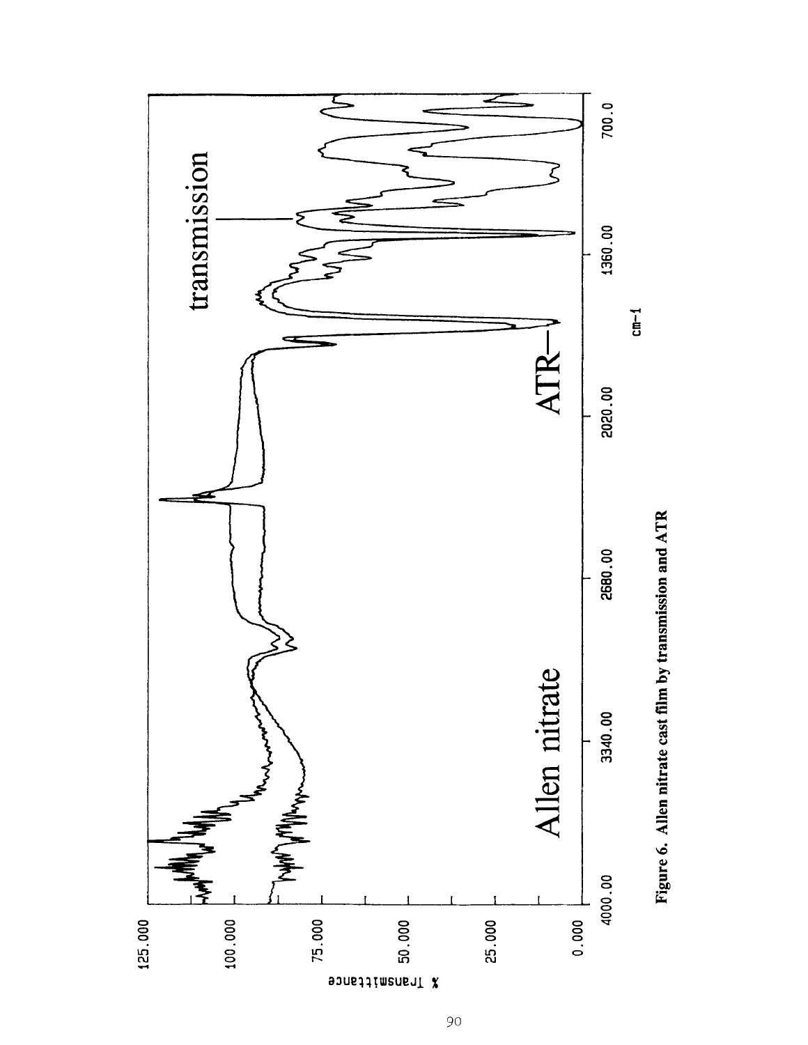Figure 6. Allen nitrate cast film by transmission and ATR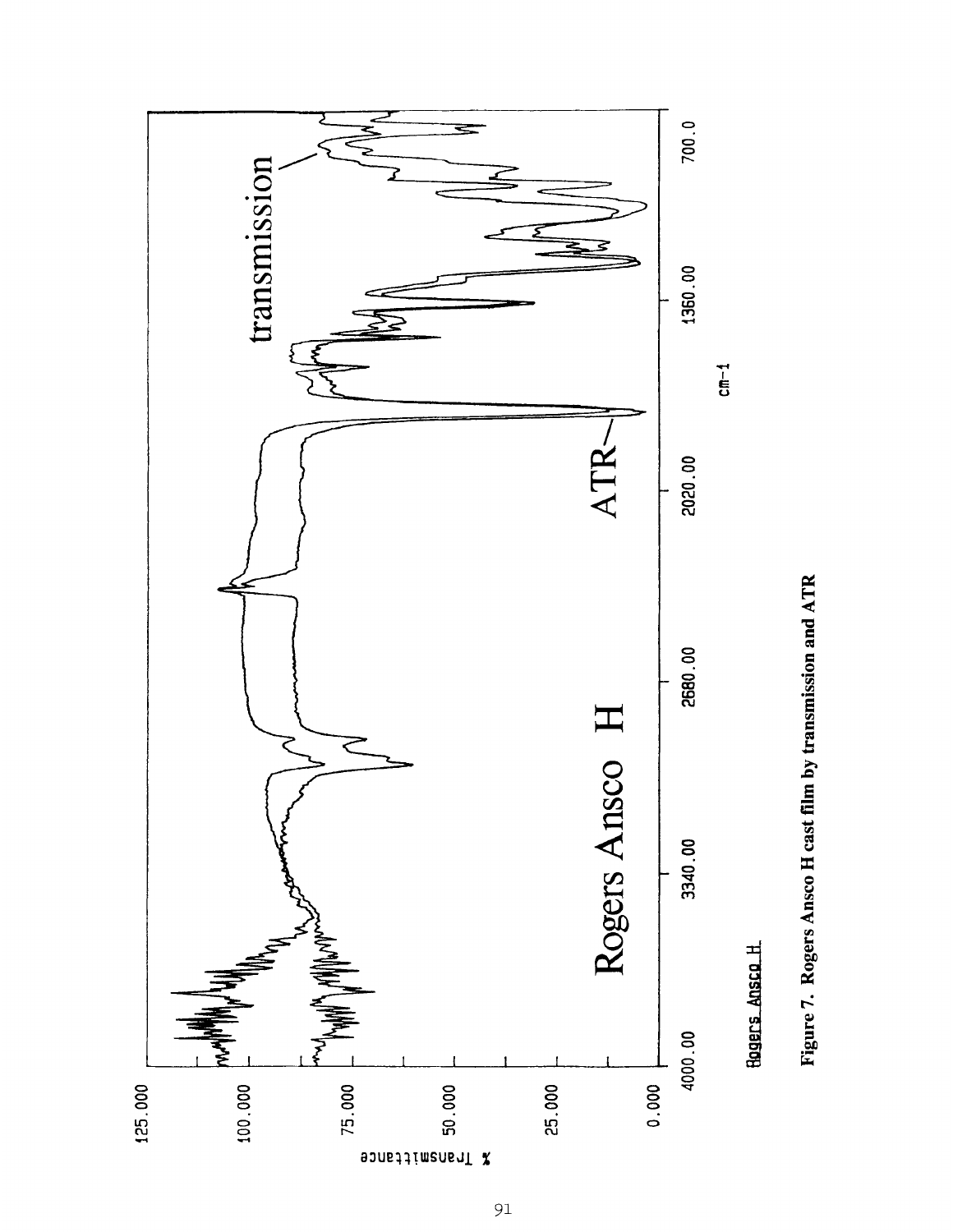Figure 7. Rogers Ansco H cast film by transmission and ATR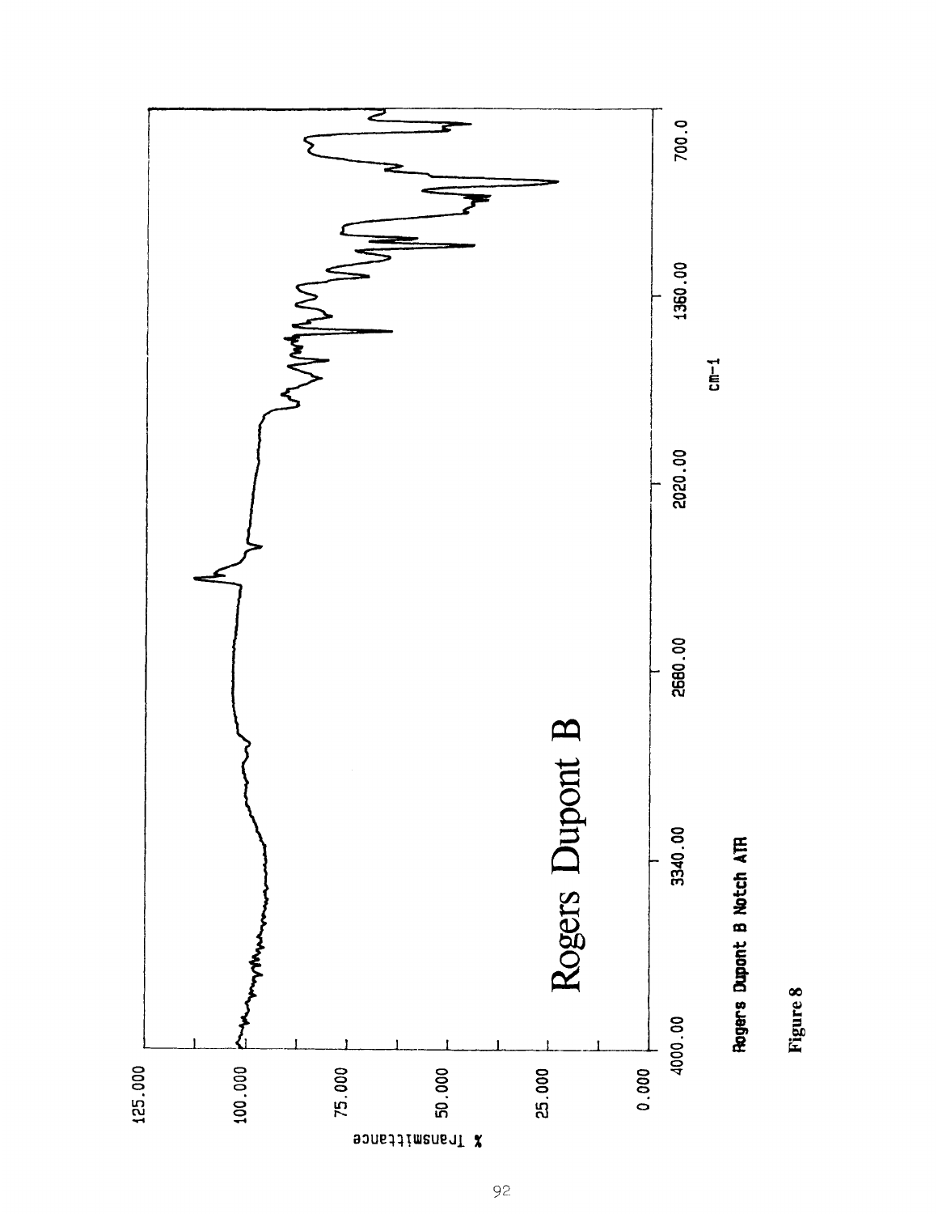Rogers Dupont B Notch ATR

Figure 8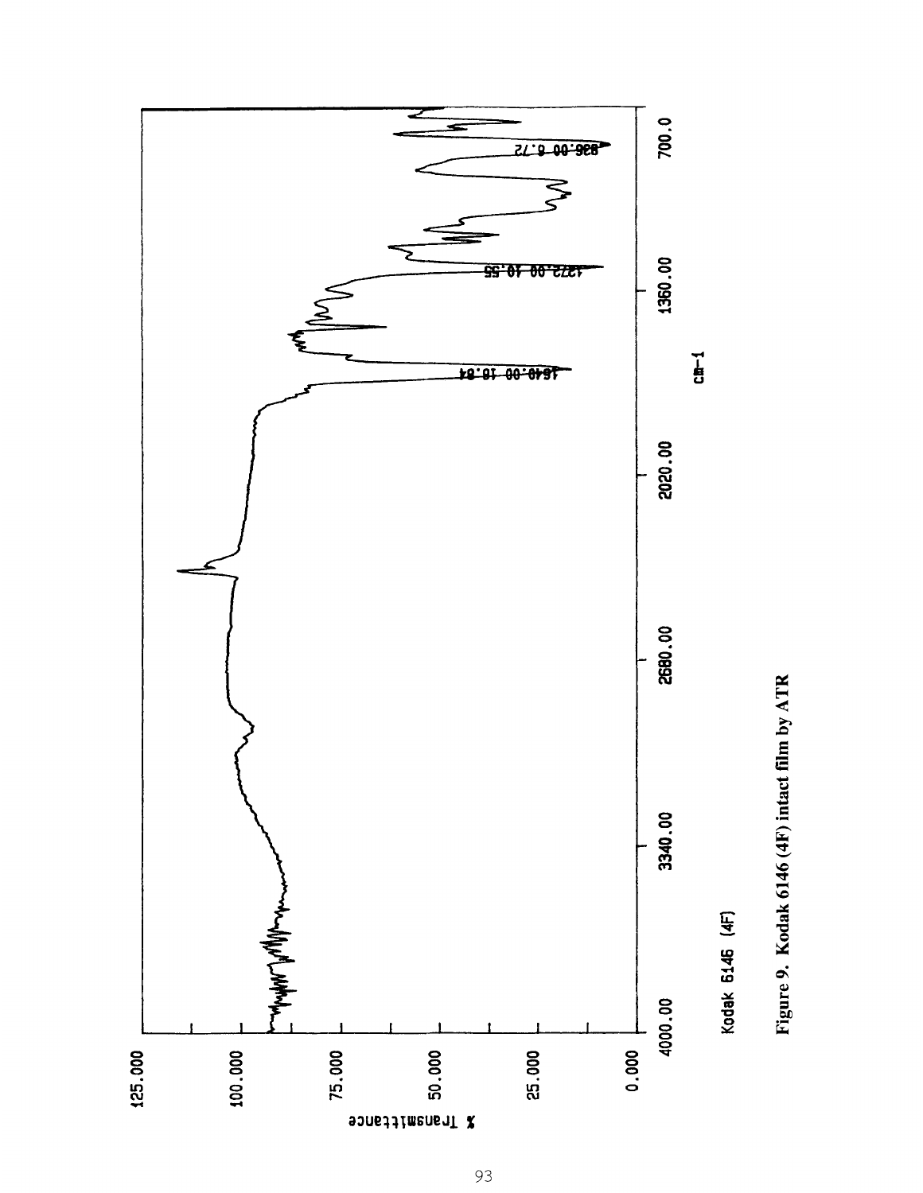Kodak 6146 (4F)

**Figure 9. Kodak 6146 (4F) intact film by ATR**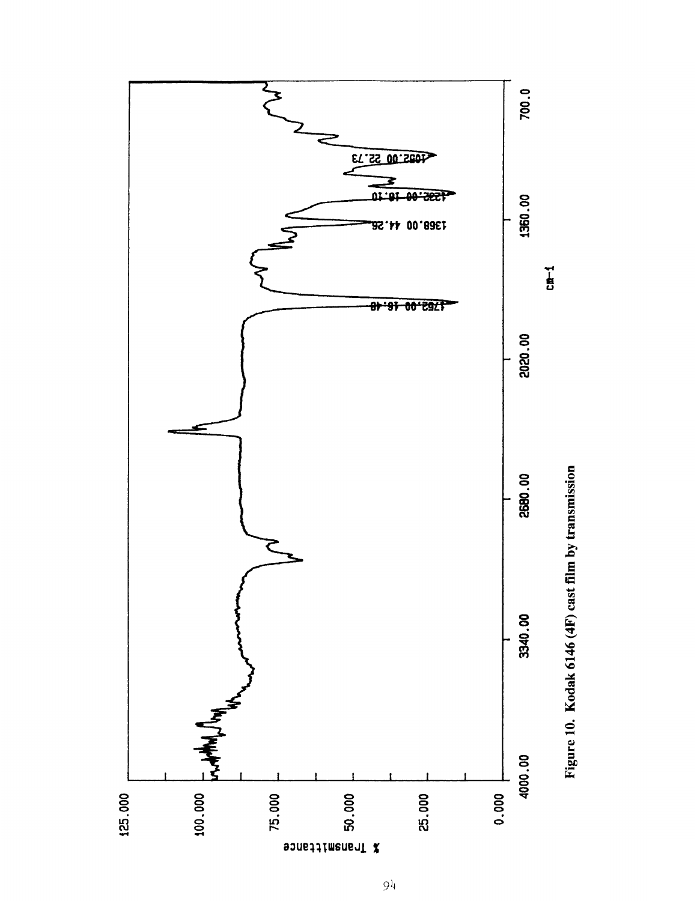Figure 10. Kodak 6146 (4F) cast film by transmission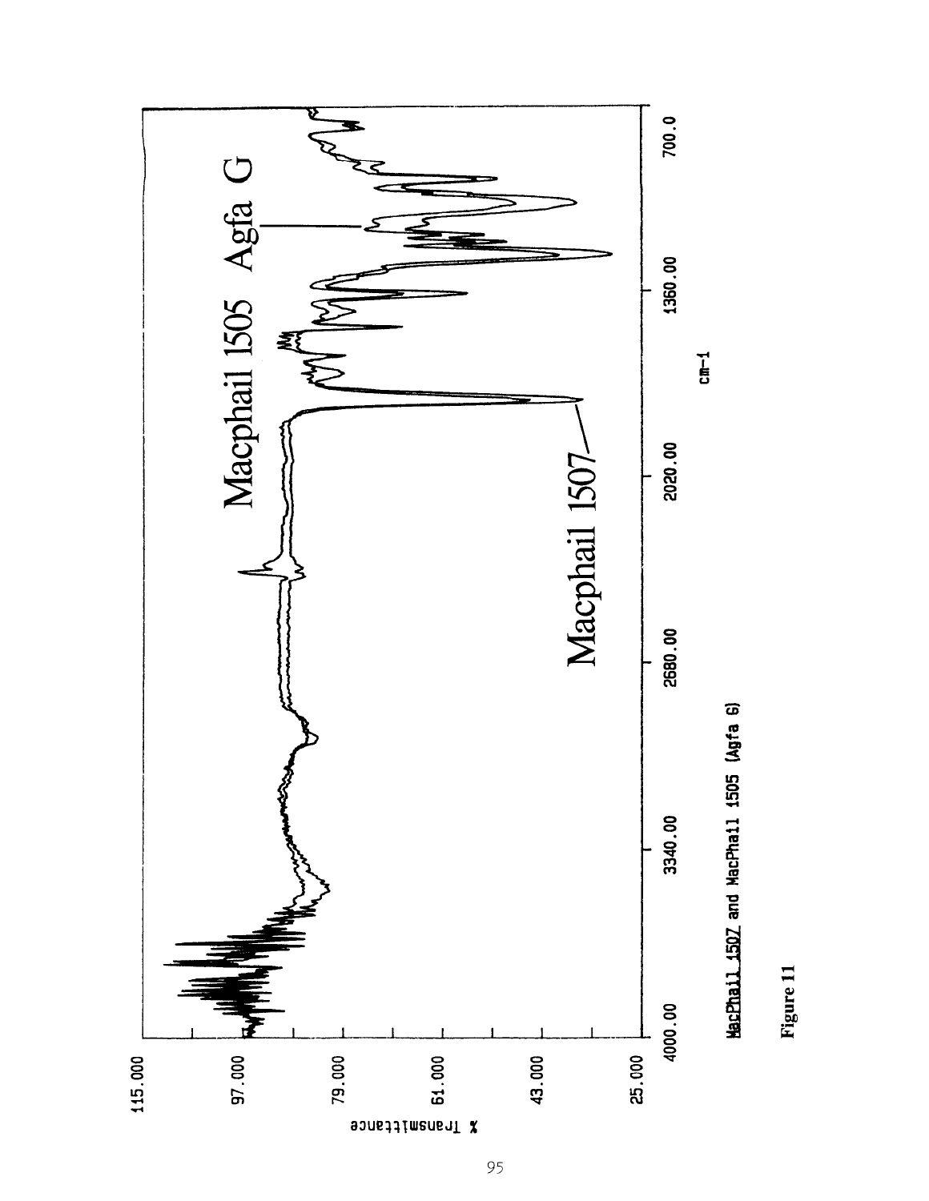MacPhail 1507 and MacPhail 1505 (Agfa G)

Figure 11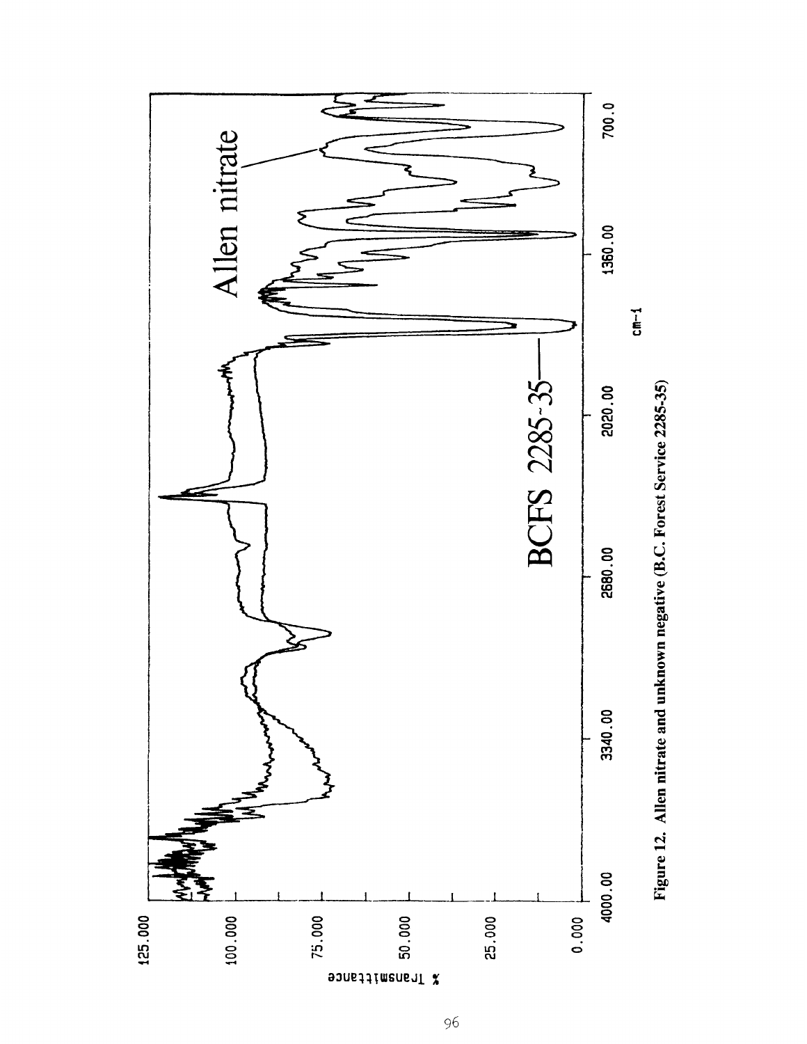Figure 12. Allen nitrate and unknown negative (B.C. Forest Service 2285-35)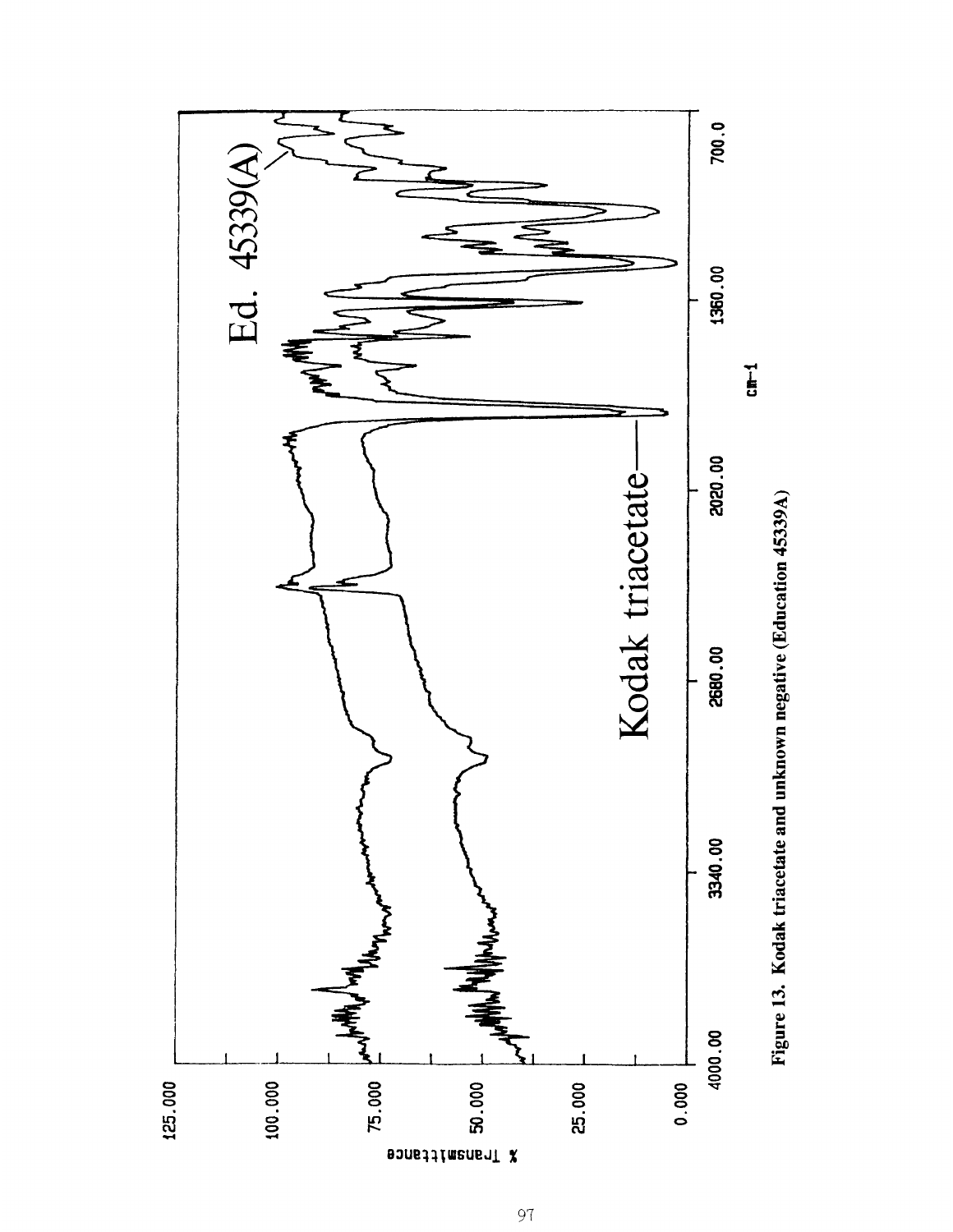125.000

100.000

75.000

50.000

25.000

0.000

% Transmittance

4000.00

3340.00

2680.00

2020.00

1360.00

700.0

cm-1

Ed. 45339(A)

Kodak triacetate

**Figure 13. Kodak triacetate and unknown negative (Education 45339A)**